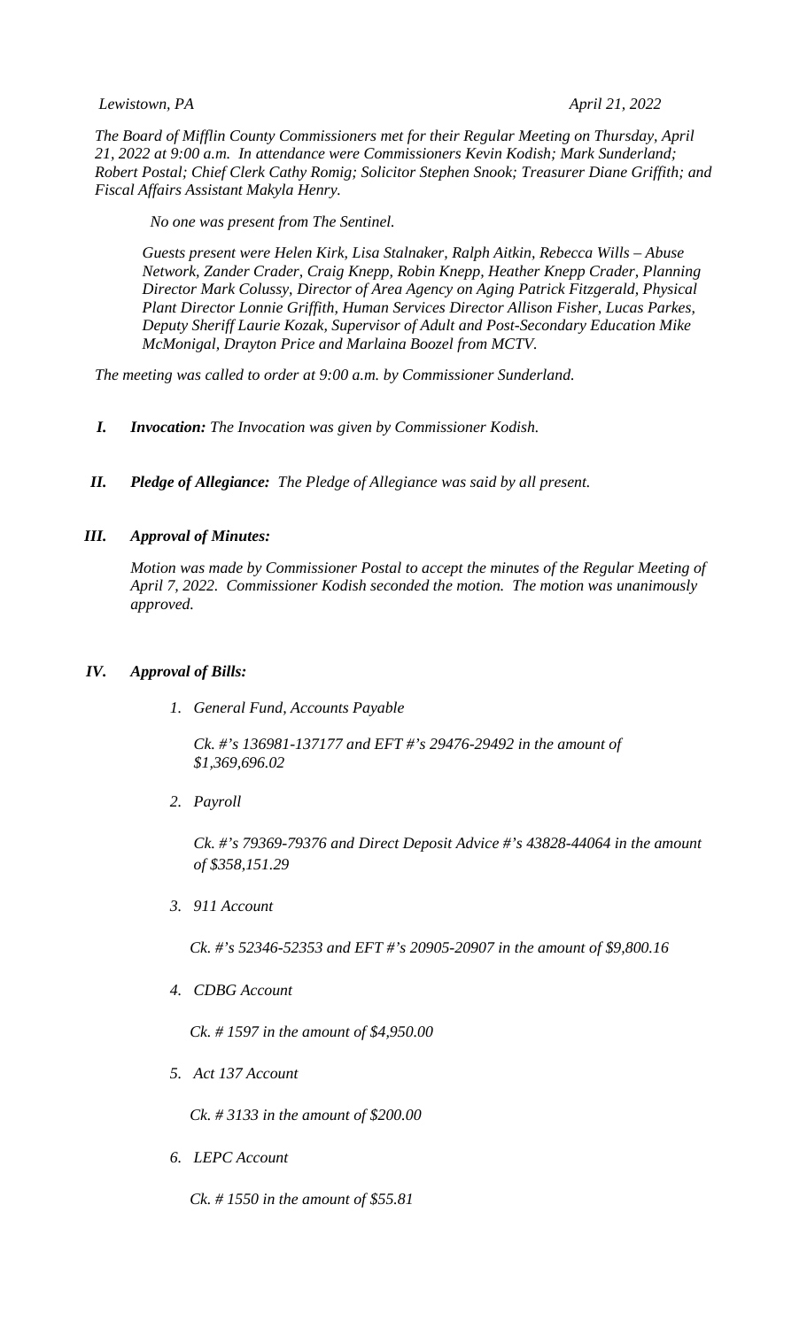*Lewistown, PA* *April 21, 2022*

*The Board of Mifflin County Commissioners met for their Regular Meeting on Thursday, April 21, 2022 at 9:00 a.m. In attendance were Commissioners Kevin Kodish; Mark Sunderland; Robert Postal; Chief Clerk Cathy Romig; Solicitor Stephen Snook; Treasurer Diane Griffith; and Fiscal Affairs Assistant Makyla Henry.*

*No one was present from The Sentinel.*

*Guests present were Helen Kirk, Lisa Stalnaker, Ralph Aitkin, Rebecca Wills – Abuse Network, Zander Crader, Craig Knepp, Robin Knepp, Heather Knepp Crader, Planning Director Mark Colussy, Director of Area Agency on Aging Patrick Fitzgerald, Physical Plant Director Lonnie Griffith, Human Services Director Allison Fisher, Lucas Parkes, Deputy Sheriff Laurie Kozak, Supervisor of Adult and Post-Secondary Education Mike McMonigal, Drayton Price and Marlaina Boozel from MCTV.*

*The meeting was called to order at 9:00 a.m. by Commissioner Sunderland.*

***I. Invocation:*** *The Invocation was given by Commissioner Kodish.*

***II. Pledge of Allegiance:*** *The Pledge of Allegiance was said by all present.*

***III. Approval of Minutes:***

*Motion was made by Commissioner Postal to accept the minutes of the Regular Meeting of April 7, 2022. Commissioner Kodish seconded the motion. The motion was unanimously approved.*

***IV. Approval of Bills:***

1. *General Fund, Accounts Payable*

   *Ck. #'s 136981-137177 and EFT #'s 29476-29492 in the amount of $1,369,696.02*

2. *Payroll*

   *Ck. #'s 79369-79376 and Direct Deposit Advice #'s 43828-44064 in the amount of $358,151.29*

3. *911 Account*

   *Ck. #'s 52346-52353 and EFT #'s 20905-20907 in the amount of $9,800.16*

4. *CDBG Account*

   *Ck. # 1597 in the amount of $4,950.00*

5. *Act 137 Account*

   *Ck. # 3133 in the amount of $200.00*

6. *LEPC Account*

   *Ck. # 1550 in the amount of $55.81*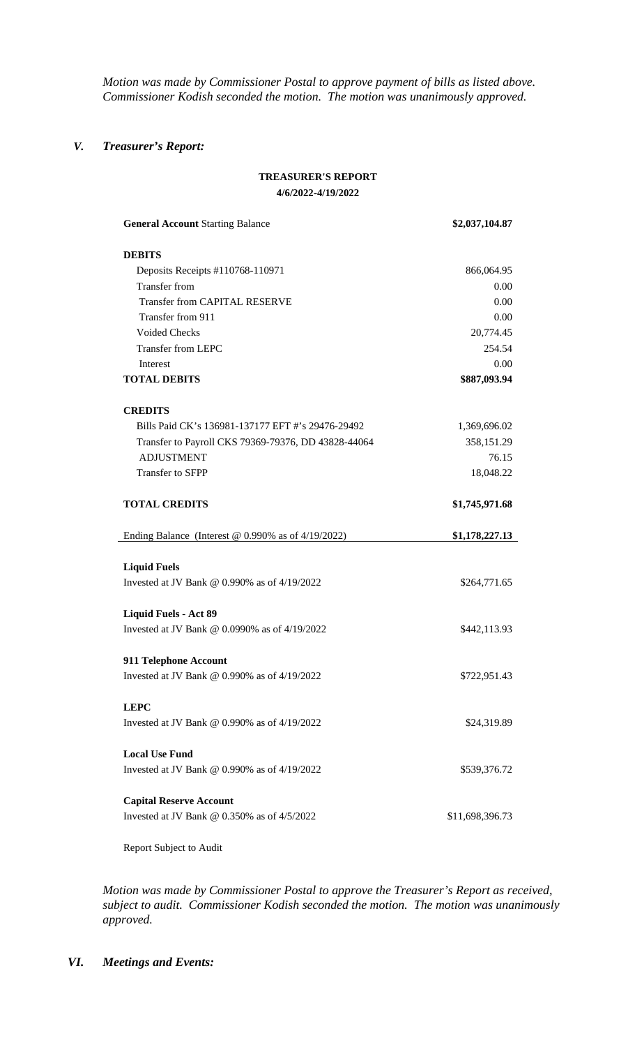*Motion was made by Commissioner Postal to approve payment of bills as listed above. Commissioner Kodish seconded the motion. The motion was unanimously approved.*

## *V. Treasurer's Report:*

**TREASURER'S REPORT**
**4/6/2022-4/19/2022**

| | |
|---|---|
| **General Account** Starting Balance | **$2,037,104.87** |
| **DEBITS** | |
| Deposits Receipts #110768-110971 | 866,064.95 |
| Transfer from | 0.00 |
| Transfer from CAPITAL RESERVE | 0.00 |
| Transfer from 911 | 0.00 |
| Voided Checks | 20,774.45 |
| Transfer from LEPC | 254.54 |
| Interest | 0.00 |
| **TOTAL DEBITS** | **$887,093.94** |
| **CREDITS** | |
| Bills Paid CK's 136981-137177 EFT #'s 29476-29492 | 1,369,696.02 |
| Transfer to Payroll CKS 79369-79376, DD 43828-44064 | 358,151.29 |
| ADJUSTMENT | 76.15 |
| Transfer to SFPP | 18,048.22 |
| **TOTAL CREDITS** | **$1,745,971.68** |
| Ending Balance (Interest @ 0.990% as of 4/19/2022) | **$1,178,227.13** |
| **Liquid Fuels** | |
| Invested at JV Bank @ 0.990% as of 4/19/2022 | $264,771.65 |
| **Liquid Fuels - Act 89** | |
| Invested at JV Bank @ 0.0990% as of 4/19/2022 | $442,113.93 |
| **911 Telephone Account** | |
| Invested at JV Bank @ 0.990% as of 4/19/2022 | $722,951.43 |
| **LEPC** | |
| Invested at JV Bank @ 0.990% as of 4/19/2022 | $24,319.89 |
| **Local Use Fund** | |
| Invested at JV Bank @ 0.990% as of 4/19/2022 | $539,376.72 |
| **Capital Reserve Account** | |
| Invested at JV Bank @ 0.350% as of 4/5/2022 | $11,698,396.73 |

Report Subject to Audit

*Motion was made by Commissioner Postal to approve the Treasurer's Report as received, subject to audit. Commissioner Kodish seconded the motion. The motion was unanimously approved.*

## *VI. Meetings and Events:*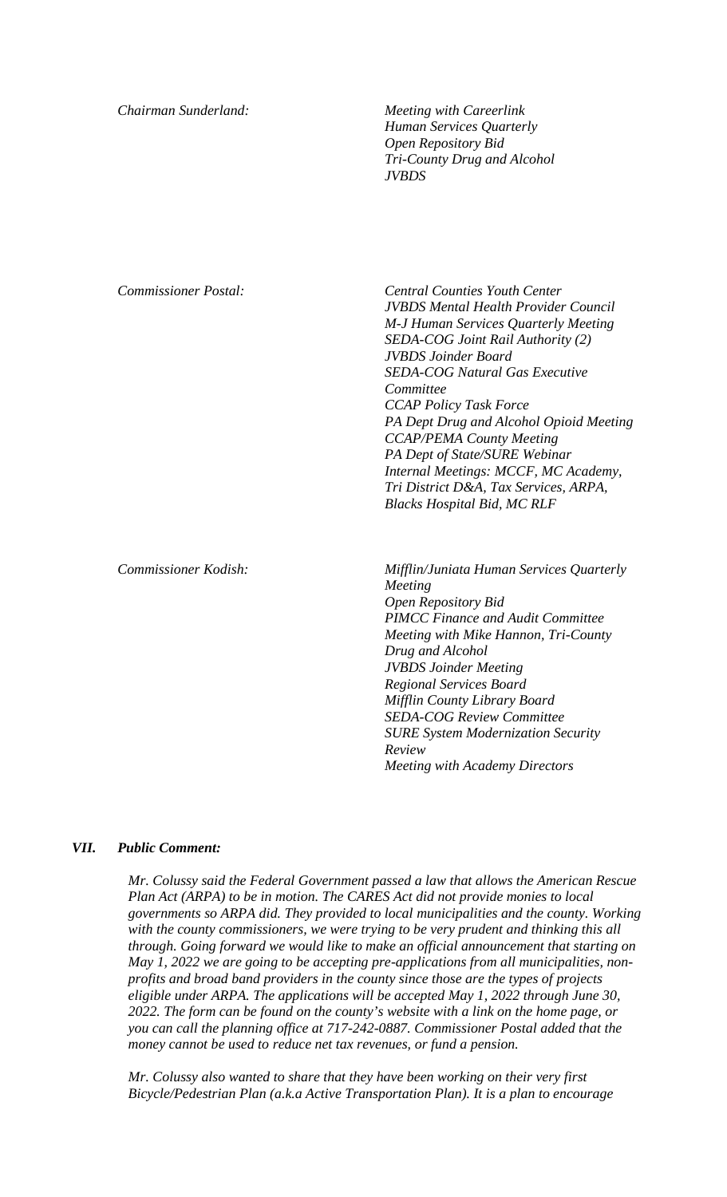*Chairman Sunderland:* *Meeting with Careerlink*
*Human Services Quarterly*
*Open Repository Bid*
*Tri-County Drug and Alcohol*
*JVBDS*

*Commissioner Postal:* *Central Counties Youth Center*
*JVBDS Mental Health Provider Council*
*M-J Human Services Quarterly Meeting*
*SEDA-COG Joint Rail Authority (2)*
*JVBDS Joinder Board*
*SEDA-COG Natural Gas Executive Committee*
*CCAP Policy Task Force*
*PA Dept Drug and Alcohol Opioid Meeting*
*CCAP/PEMA County Meeting*
*PA Dept of State/SURE Webinar*
*Internal Meetings: MCCF, MC Academy, Tri District D&A, Tax Services, ARPA, Blacks Hospital Bid, MC RLF*

*Commissioner Kodish:* *Mifflin/Juniata Human Services Quarterly Meeting*
*Open Repository Bid*
*PIMCC Finance and Audit Committee*
*Meeting with Mike Hannon, Tri-County Drug and Alcohol*
*JVBDS Joinder Meeting*
*Regional Services Board*
*Mifflin County Library Board*
*SEDA-COG Review Committee*
*SURE System Modernization Security Review*
*Meeting with Academy Directors*

## *VII. Public Comment:*

*Mr. Colussy said the Federal Government passed a law that allows the American Rescue Plan Act (ARPA) to be in motion. The CARES Act did not provide monies to local governments so ARPA did. They provided to local municipalities and the county. Working with the county commissioners, we were trying to be very prudent and thinking this all through. Going forward we would like to make an official announcement that starting on May 1, 2022 we are going to be accepting pre-applications from all municipalities, non-profits and broad band providers in the county since those are the types of projects eligible under ARPA. The applications will be accepted May 1, 2022 through June 30, 2022. The form can be found on the county's website with a link on the home page, or you can call the planning office at 717-242-0887. Commissioner Postal added that the money cannot be used to reduce net tax revenues, or fund a pension.*

*Mr. Colussy also wanted to share that they have been working on their very first Bicycle/Pedestrian Plan (a.k.a Active Transportation Plan). It is a plan to encourage*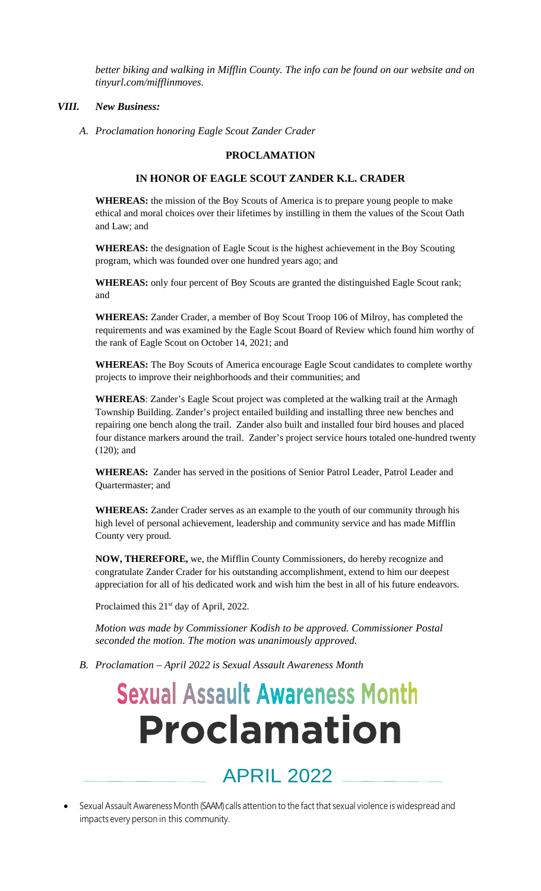*better biking and walking in Mifflin County. The info can be found on our website and on tinyurl.com/mifflinmoves.*

### *VIII. New Business:*

*A. Proclamation honoring Eagle Scout Zander Crader*

**PROCLAMATION**

**IN HONOR OF EAGLE SCOUT ZANDER K.L. CRADER**

**WHEREAS:** the mission of the Boy Scouts of America is to prepare young people to make ethical and moral choices over their lifetimes by instilling in them the values of the Scout Oath and Law; and

**WHEREAS:** the designation of Eagle Scout is the highest achievement in the Boy Scouting program, which was founded over one hundred years ago; and

**WHEREAS:** only four percent of Boy Scouts are granted the distinguished Eagle Scout rank; and

**WHEREAS:** Zander Crader, a member of Boy Scout Troop 106 of Milroy, has completed the requirements and was examined by the Eagle Scout Board of Review which found him worthy of the rank of Eagle Scout on October 14, 2021; and

**WHEREAS:** The Boy Scouts of America encourage Eagle Scout candidates to complete worthy projects to improve their neighborhoods and their communities; and

**WHEREAS**: Zander's Eagle Scout project was completed at the walking trail at the Armagh Township Building. Zander's project entailed building and installing three new benches and repairing one bench along the trail. Zander also built and installed four bird houses and placed four distance markers around the trail. Zander's project service hours totaled one-hundred twenty (120); and

**WHEREAS:** Zander has served in the positions of Senior Patrol Leader, Patrol Leader and Quartermaster; and

**WHEREAS:** Zander Crader serves as an example to the youth of our community through his high level of personal achievement, leadership and community service and has made Mifflin County very proud.

**NOW, THEREFORE,** we, the Mifflin County Commissioners, do hereby recognize and congratulate Zander Crader for his outstanding accomplishment, extend to him our deepest appreciation for all of his dedicated work and wish him the best in all of his future endeavors.

Proclaimed this 21st day of April, 2022.

*Motion was made by Commissioner Kodish to be approved. Commissioner Postal seconded the motion. The motion was unanimously approved.*

*B. Proclamation – April 2022 is Sexual Assault Awareness Month*

# Sexual Assault Awareness Month
# Proclamation

## APRIL 2022

- Sexual Assault Awareness Month (SAAM) calls attention to the fact that sexual violence is widespread and impacts every person in this community.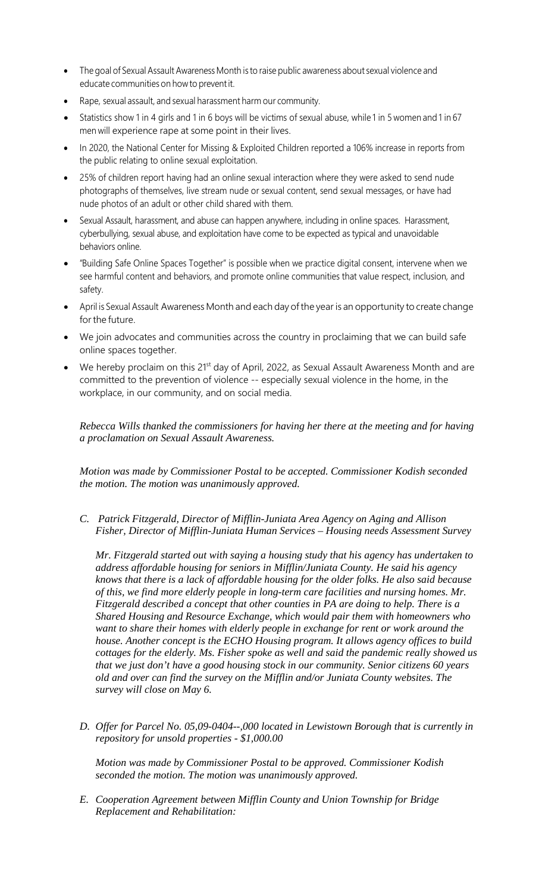- The goal of Sexual Assault Awareness Month is to raise public awareness about sexual violence and educate communities on how to prevent it.
- Rape, sexual assault, and sexual harassment harm our community.
- Statistics show 1 in 4 girls and 1 in 6 boys will be victims of sexual abuse, while 1 in 5 women and 1 in 67 men will experience rape at some point in their lives.
- In 2020, the National Center for Missing & Exploited Children reported a 106% increase in reports from the public relating to online sexual exploitation.
- 25% of children report having had an online sexual interaction where they were asked to send nude photographs of themselves, live stream nude or sexual content, send sexual messages, or have had nude photos of an adult or other child shared with them.
- Sexual Assault, harassment, and abuse can happen anywhere, including in online spaces. Harassment, cyberbullying, sexual abuse, and exploitation have come to be expected as typical and unavoidable behaviors online.
- "Building Safe Online Spaces Together" is possible when we practice digital consent, intervene when we see harmful content and behaviors, and promote online communities that value respect, inclusion, and safety.
- April is Sexual Assault Awareness Month and each day of the year is an opportunity to create change for the future.
- We join advocates and communities across the country in proclaiming that we can build safe online spaces together.
- We hereby proclaim on this 21st day of April, 2022, as Sexual Assault Awareness Month and are committed to the prevention of violence -- especially sexual violence in the home, in the workplace, in our community, and on social media.

*Rebecca Wills thanked the commissioners for having her there at the meeting and for having a proclamation on Sexual Assault Awareness.*

*Motion was made by Commissioner Postal to be accepted. Commissioner Kodish seconded the motion. The motion was unanimously approved.*

C. *Patrick Fitzgerald, Director of Mifflin-Juniata Area Agency on Aging and Allison Fisher, Director of Mifflin-Juniata Human Services – Housing needs Assessment Survey*

*Mr. Fitzgerald started out with saying a housing study that his agency has undertaken to address affordable housing for seniors in Mifflin/Juniata County. He said his agency knows that there is a lack of affordable housing for the older folks. He also said because of this, we find more elderly people in long-term care facilities and nursing homes. Mr. Fitzgerald described a concept that other counties in PA are doing to help. There is a Shared Housing and Resource Exchange, which would pair them with homeowners who want to share their homes with elderly people in exchange for rent or work around the house. Another concept is the ECHO Housing program. It allows agency offices to build cottages for the elderly. Ms. Fisher spoke as well and said the pandemic really showed us that we just don't have a good housing stock in our community. Senior citizens 60 years old and over can find the survey on the Mifflin and/or Juniata County websites. The survey will close on May 6.*

D. *Offer for Parcel No. 05,09-0404--,000 located in Lewistown Borough that is currently in repository for unsold properties - $1,000.00*

*Motion was made by Commissioner Postal to be approved. Commissioner Kodish seconded the motion. The motion was unanimously approved.*

E. *Cooperation Agreement between Mifflin County and Union Township for Bridge Replacement and Rehabilitation:*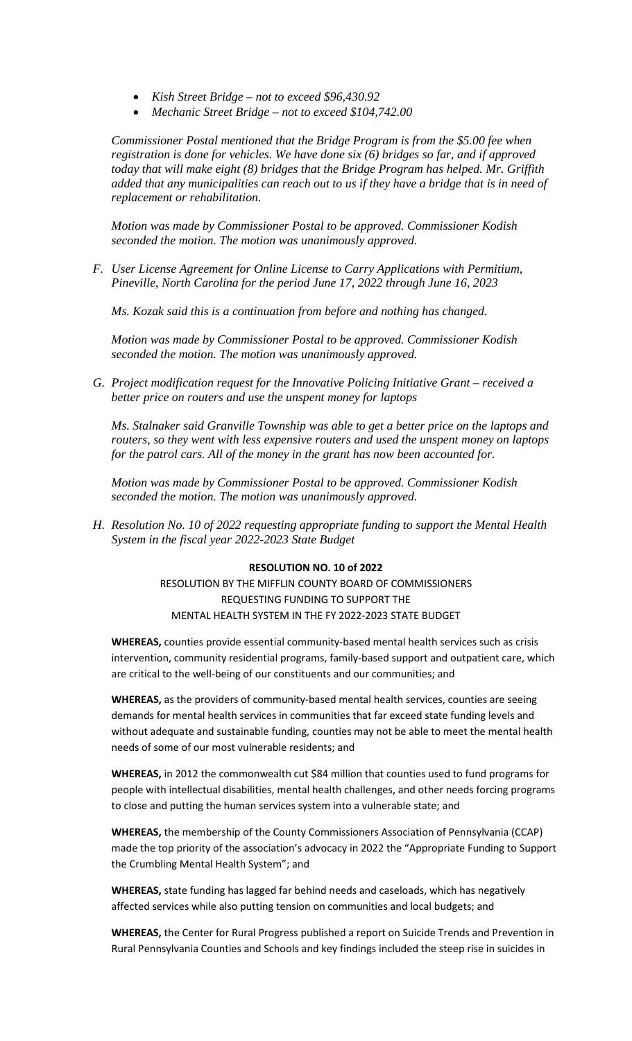- *Kish Street Bridge – not to exceed $96,430.92*
- *Mechanic Street Bridge – not to exceed $104,742.00*

*Commissioner Postal mentioned that the Bridge Program is from the $5.00 fee when registration is done for vehicles. We have done six (6) bridges so far, and if approved today that will make eight (8) bridges that the Bridge Program has helped. Mr. Griffith added that any municipalities can reach out to us if they have a bridge that is in need of replacement or rehabilitation.*

*Motion was made by Commissioner Postal to be approved. Commissioner Kodish seconded the motion. The motion was unanimously approved.*

F. *User License Agreement for Online License to Carry Applications with Permitium, Pineville, North Carolina for the period June 17, 2022 through June 16, 2023*

*Ms. Kozak said this is a continuation from before and nothing has changed.*

*Motion was made by Commissioner Postal to be approved. Commissioner Kodish seconded the motion. The motion was unanimously approved.*

G. *Project modification request for the Innovative Policing Initiative Grant – received a better price on routers and use the unspent money for laptops*

*Ms. Stalnaker said Granville Township was able to get a better price on the laptops and routers, so they went with less expensive routers and used the unspent money on laptops for the patrol cars. All of the money in the grant has now been accounted for.*

*Motion was made by Commissioner Postal to be approved. Commissioner Kodish seconded the motion. The motion was unanimously approved.*

H. *Resolution No. 10 of 2022 requesting appropriate funding to support the Mental Health System in the fiscal year 2022-2023 State Budget*

**RESOLUTION NO. 10 of 2022**

RESOLUTION BY THE MIFFLIN COUNTY BOARD OF COMMISSIONERS REQUESTING FUNDING TO SUPPORT THE MENTAL HEALTH SYSTEM IN THE FY 2022-2023 STATE BUDGET

**WHEREAS,** counties provide essential community-based mental health services such as crisis intervention, community residential programs, family-based support and outpatient care, which are critical to the well-being of our constituents and our communities; and

**WHEREAS,** as the providers of community-based mental health services, counties are seeing demands for mental health services in communities that far exceed state funding levels and without adequate and sustainable funding, counties may not be able to meet the mental health needs of some of our most vulnerable residents; and

**WHEREAS,** in 2012 the commonwealth cut $84 million that counties used to fund programs for people with intellectual disabilities, mental health challenges, and other needs forcing programs to close and putting the human services system into a vulnerable state; and

**WHEREAS,** the membership of the County Commissioners Association of Pennsylvania (CCAP) made the top priority of the association's advocacy in 2022 the "Appropriate Funding to Support the Crumbling Mental Health System"; and

**WHEREAS,** state funding has lagged far behind needs and caseloads, which has negatively affected services while also putting tension on communities and local budgets; and

**WHEREAS,** the Center for Rural Progress published a report on Suicide Trends and Prevention in Rural Pennsylvania Counties and Schools and key findings included the steep rise in suicides in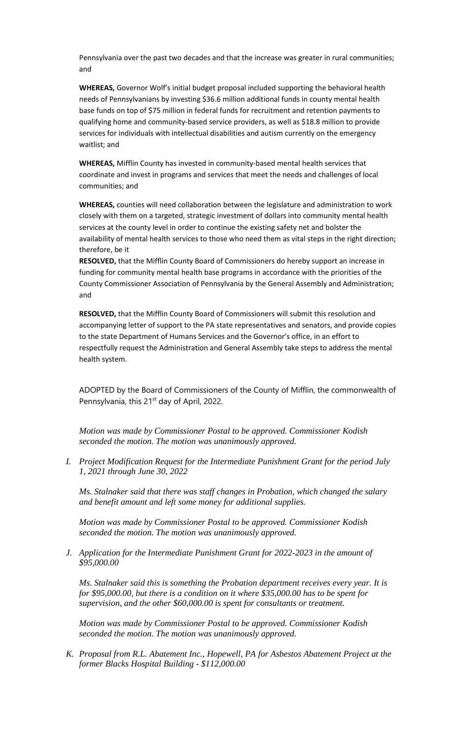Pennsylvania over the past two decades and that the increase was greater in rural communities; and

**WHEREAS,** Governor Wolf's initial budget proposal included supporting the behavioral health needs of Pennsylvanians by investing $36.6 million additional funds in county mental health base funds on top of $75 million in federal funds for recruitment and retention payments to qualifying home and community-based service providers, as well as $18.8 million to provide services for individuals with intellectual disabilities and autism currently on the emergency waitlist; and

**WHEREAS,** Mifflin County has invested in community-based mental health services that coordinate and invest in programs and services that meet the needs and challenges of local communities; and

**WHEREAS,** counties will need collaboration between the legislature and administration to work closely with them on a targeted, strategic investment of dollars into community mental health services at the county level in order to continue the existing safety net and bolster the availability of mental health services to those who need them as vital steps in the right direction; therefore, be it

**RESOLVED,** that the Mifflin County Board of Commissioners do hereby support an increase in funding for community mental health base programs in accordance with the priorities of the County Commissioner Association of Pennsylvania by the General Assembly and Administration; and

**RESOLVED,** that the Mifflin County Board of Commissioners will submit this resolution and accompanying letter of support to the PA state representatives and senators, and provide copies to the state Department of Humans Services and the Governor's office, in an effort to respectfully request the Administration and General Assembly take steps to address the mental health system.

ADOPTED by the Board of Commissioners of the County of Mifflin, the commonwealth of Pennsylvania, this 21st day of April, 2022.

*Motion was made by Commissioner Postal to be approved. Commissioner Kodish seconded the motion. The motion was unanimously approved.*

*I. Project Modification Request for the Intermediate Punishment Grant for the period July 1, 2021 through June 30, 2022*

*Ms. Stalnaker said that there was staff changes in Probation, which changed the salary and benefit amount and left some money for additional supplies.*

*Motion was made by Commissioner Postal to be approved. Commissioner Kodish seconded the motion. The motion was unanimously approved.*

*J. Application for the Intermediate Punishment Grant for 2022-2023 in the amount of $95,000.00*

*Ms. Stalnaker said this is something the Probation department receives every year. It is for $95,000.00, but there is a condition on it where $35,000.00 has to be spent for supervision, and the other $60,000.00 is spent for consultants or treatment.*

*Motion was made by Commissioner Postal to be approved. Commissioner Kodish seconded the motion. The motion was unanimously approved.*

*K. Proposal from R.L. Abatement Inc., Hopewell, PA for Asbestos Abatement Project at the former Blacks Hospital Building - $112,000.00*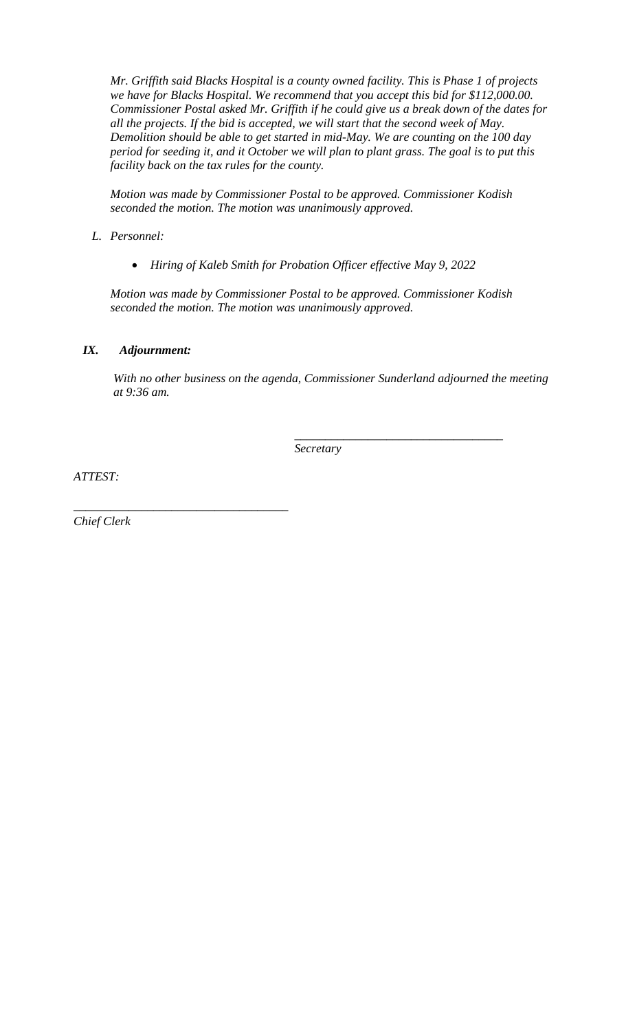*Mr. Griffith said Blacks Hospital is a county owned facility. This is Phase 1 of projects we have for Blacks Hospital. We recommend that you accept this bid for $112,000.00. Commissioner Postal asked Mr. Griffith if he could give us a break down of the dates for all the projects. If the bid is accepted, we will start that the second week of May. Demolition should be able to get started in mid-May. We are counting on the 100 day period for seeding it, and it October we will plan to plant grass. The goal is to put this facility back on the tax rules for the county.*

*Motion was made by Commissioner Postal to be approved. Commissioner Kodish seconded the motion. The motion was unanimously approved.*

L. *Personnel:*

- *Hiring of Kaleb Smith for Probation Officer effective May 9, 2022*

*Motion was made by Commissioner Postal to be approved. Commissioner Kodish seconded the motion. The motion was unanimously approved.*

### *IX. Adjournment:*

*With no other business on the agenda, Commissioner Sunderland adjourned the meeting at 9:36 am.*

\_\_\_\_\_\_\_\_\_\_\_\_\_\_\_\_\_\_\_\_\_\_\_\_\_\_\_\_\_\_\_\_\_\_\_
*Secretary*

*ATTEST:*

\_\_\_\_\_\_\_\_\_\_\_\_\_\_\_\_\_\_\_\_\_\_\_\_\_\_\_\_\_\_\_\_\_\_\_
*Chief Clerk*